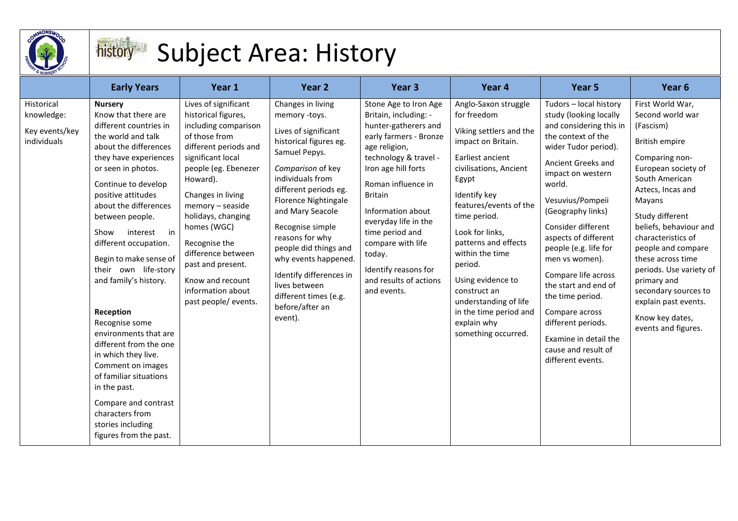# Subject Area: History

| | Early Years | Year 1 | Year 2 | Year 3 | Year 4 | Year 5 | Year 6 |
|---|---|---|---|---|---|---|---|
| Historical knowledge:<br><br>Key events/key individuals | **Nursery**<br>Know that there are different countries in the world and talk about the differences they have experiences or seen in photos.<br><br>Continue to develop positive attitudes about the differences between people.<br><br>Show interest in different occupation.<br><br>Begin to make sense of their own life-story and family's history.<br><br>**Reception**<br>Recognise some environments that are different from the one in which they live. Comment on images of familiar situations in the past.<br><br>Compare and contrast characters from stories including figures from the past. | Lives of significant historical figures, including comparison of those from different periods and significant local people (eg. Ebenezer Howard).<br><br>Changes in living memory – seaside holidays, changing homes (WGC)<br><br>Recognise the difference between past and present.<br><br>Know and recount information about past people/ events. | Changes in living memory -toys.<br><br>Lives of significant historical figures eg. Samuel Pepys.<br><br>*Comparison* of key individuals from different periods eg. Florence Nightingale and Mary Seacole<br><br>Recognise simple reasons for why people did things and why events happened.<br><br>Identify differences in lives between different times (e.g. before/after an event). | Stone Age to Iron Age Britain, including: - hunter-gatherers and early farmers - Bronze age religion, technology & travel - Iron age hill forts<br><br>Roman influence in Britain<br><br>Information about everyday life in the time period and compare with life today.<br><br>Identify reasons for and results of actions and events. | Anglo-Saxon struggle for freedom<br><br>Viking settlers and the impact on Britain.<br><br>Earliest ancient civilisations, Ancient Egypt<br><br>Identify key features/events of the time period.<br><br>Look for links, patterns and effects within the time period.<br><br>Using evidence to construct an understanding of life in the time period and explain why something occurred. | Tudors – local history study (looking locally and considering this in the context of the wider Tudor period).<br><br>Ancient Greeks and impact on western world.<br><br>Vesuvius/Pompeii (Geography links)<br><br>Consider different aspects of different people (e.g. life for men vs women).<br><br>Compare life across the start and end of the time period.<br><br>Compare across different periods.<br><br>Examine in detail the cause and result of different events. | First World War, Second world war (Fascism)<br><br>British empire<br><br>Comparing non-European society of South American Aztecs, Incas and Mayans<br><br>Study different beliefs, behaviour and characteristics of people and compare these across time periods. Use variety of primary and secondary sources to explain past events.<br><br>Know key dates, events and figures. |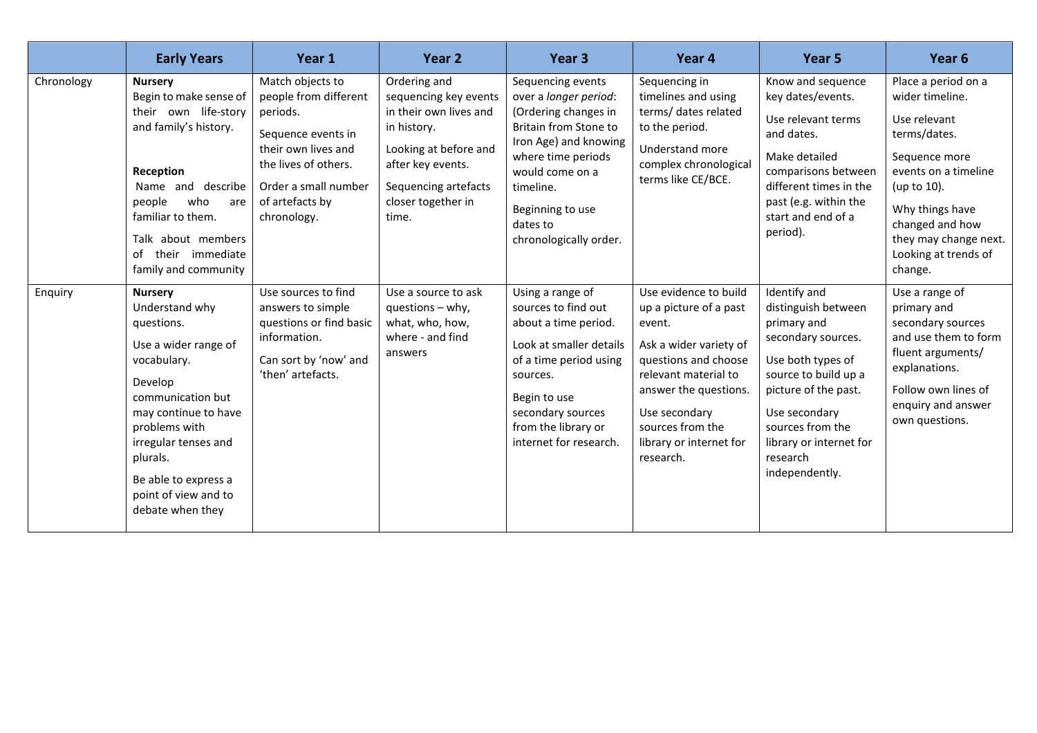| | Early Years | Year 1 | Year 2 | Year 3 | Year 4 | Year 5 | Year 6 |
|---|---|---|---|---|---|---|---|
| Chronology | **Nursery**<br>Begin to make sense of their own life-story and family's history.<br><br>**Reception**<br>Name and describe people who are familiar to them.<br><br>Talk about members of their immediate family and community | Match objects to people from different periods.<br><br>Sequence events in their own lives and the lives of others.<br><br>Order a small number of artefacts by chronology. | Ordering and sequencing key events in their own lives and in history.<br><br>Looking at before and after key events.<br><br>Sequencing artefacts closer together in time. | Sequencing events over a *longer period*: (Ordering changes in Britain from Stone to Iron Age) and knowing where time periods would come on a timeline.<br><br>Beginning to use dates to chronologically order. | Sequencing in timelines and using terms/ dates related to the period.<br><br>Understand more complex chronological terms like CE/BCE. | Know and sequence key dates/events.<br><br>Use relevant terms and dates.<br><br>Make detailed comparisons between different times in the past (e.g. within the start and end of a period). | Place a period on a wider timeline.<br><br>Use relevant terms/dates.<br><br>Sequence more events on a timeline (up to 10).<br><br>Why things have changed and how they may change next. Looking at trends of change. |
| Enquiry | **Nursery**<br>Understand why questions.<br><br>Use a wider range of vocabulary.<br><br>Develop communication but may continue to have problems with irregular tenses and plurals.<br><br>Be able to express a point of view and to debate when they | Use sources to find answers to simple questions or find basic information.<br><br>Can sort by 'now' and 'then' artefacts. | Use a source to ask questions – why, what, who, how, where - and find answers | Using a range of sources to find out about a time period.<br><br>Look at smaller details of a time period using sources.<br><br>Begin to use secondary sources from the library or internet for research. | Use evidence to build up a picture of a past event.<br><br>Ask a wider variety of questions and choose relevant material to answer the questions.<br><br>Use secondary sources from the library or internet for research. | Identify and distinguish between primary and secondary sources.<br><br>Use both types of source to build up a picture of the past.<br><br>Use secondary sources from the library or internet for research independently. | Use a range of primary and secondary sources and use them to form fluent arguments/ explanations.<br><br>Follow own lines of enquiry and answer own questions. |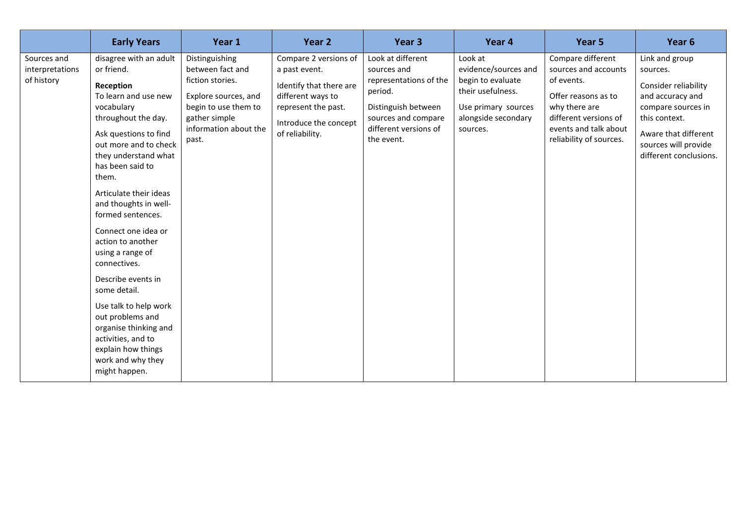| | Early Years | Year 1 | Year 2 | Year 3 | Year 4 | Year 5 | Year 6 |
|---|---|---|---|---|---|---|---|
| Sources and interpretations of history | disagree with an adult or friend.<br><br>**Reception**<br>To learn and use new vocabulary throughout the day.<br><br>Ask questions to find out more and to check they understand what has been said to them.<br><br>Articulate their ideas and thoughts in well-formed sentences.<br><br>Connect one idea or action to another using a range of connectives.<br><br>Describe events in some detail.<br><br>Use talk to help work out problems and organise thinking and activities, and to explain how things work and why they might happen. | Distinguishing between fact and fiction stories.<br><br>Explore sources, and begin to use them to gather simple information about the past. | Compare 2 versions of a past event.<br><br>Identify that there are different ways to represent the past.<br><br>Introduce the concept of reliability. | Look at different sources and representations of the period.<br><br>Distinguish between sources and compare different versions of the event. | Look at evidence/sources and begin to evaluate their usefulness.<br><br>Use primary sources alongside secondary sources. | Compare different sources and accounts of events.<br><br>Offer reasons as to why there are different versions of events and talk about reliability of sources. | Link and group sources.<br><br>Consider reliability and accuracy and compare sources in this context.<br><br>Aware that different sources will provide different conclusions. |